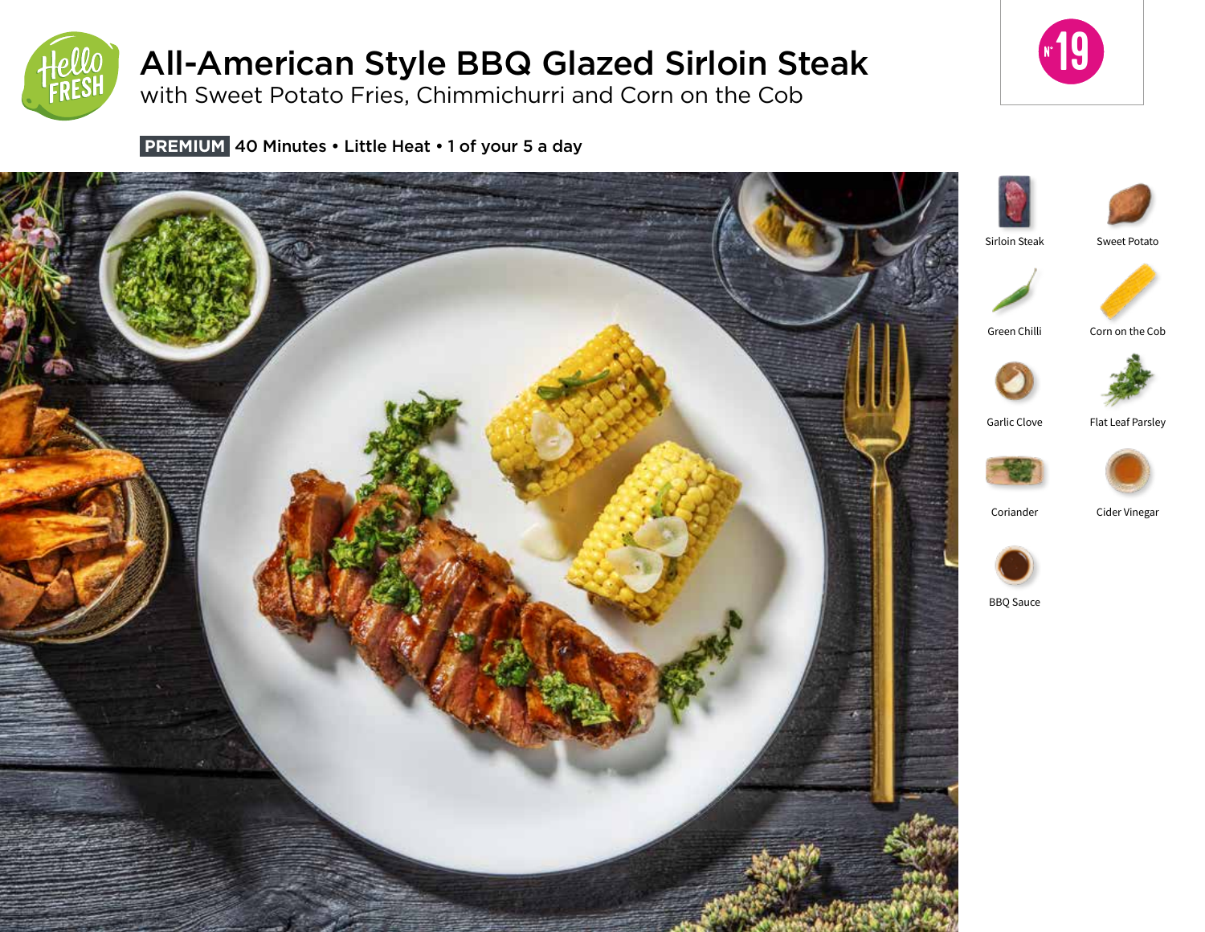# All-American Style BBQ Glazed Sirloin Steak

with Sweet Potato Fries, Chimmichurri and Corn on the Cob

**PREMIUM** 40 Minutes • Little Heat • 1 of your 5 a day

N° 19

- Sirloin Steak
- Sweet Potato
- Green Chilli
- Corn on the Cob
- Garlic Clove
- Flat Leaf Parsley
- Coriander
- Cider Vinegar
- BBQ Sauce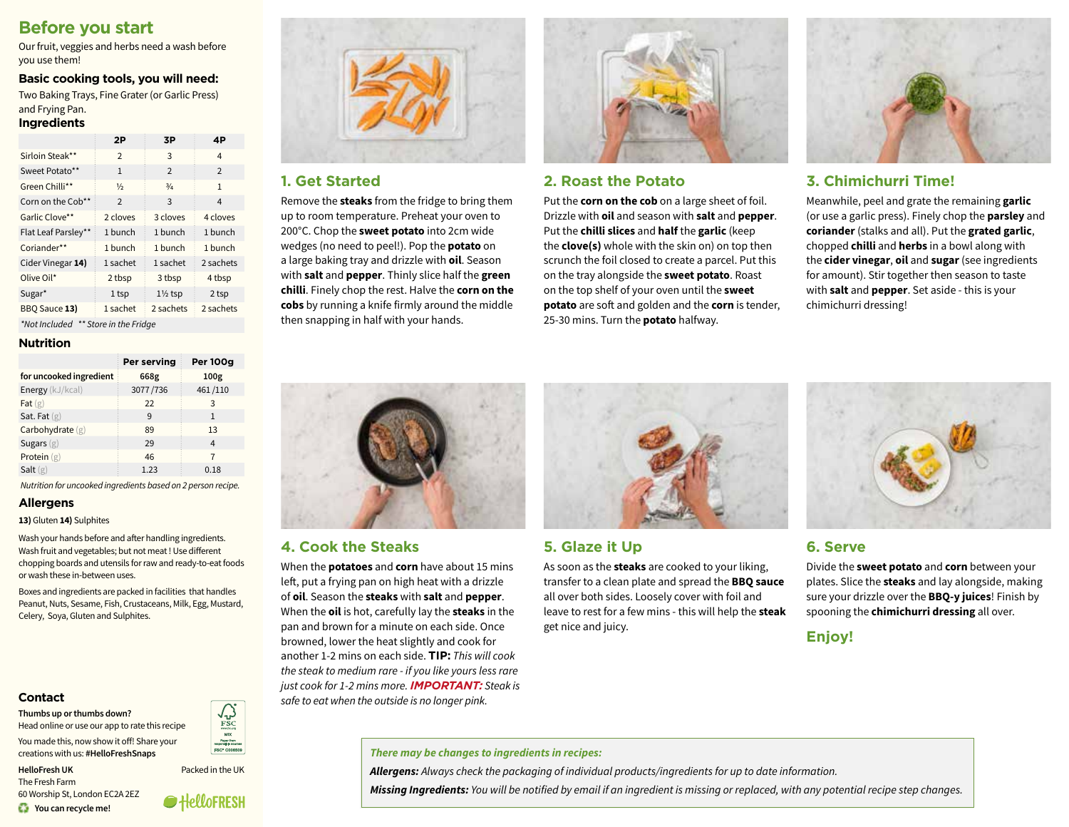## Before you start

Our fruit, veggies and herbs need a wash before you use them!

**Basic cooking tools, you will need:**

Two Baking Trays, Fine Grater (or Garlic Press) and Frying Pan.

### Ingredients

| | 2P | 3P | 4P |
|---|---|---|---|
| Sirloin Steak** | 2 | 3 | 4 |
| Sweet Potato** | 1 | 2 | 2 |
| Green Chilli** | ½ | ¾ | 1 |
| Corn on the Cob** | 2 | 3 | 4 |
| Garlic Clove** | 2 cloves | 3 cloves | 4 cloves |
| Flat Leaf Parsley** | 1 bunch | 1 bunch | 1 bunch |
| Coriander** | 1 bunch | 1 bunch | 1 bunch |
| Cider Vinegar **14)** | 1 sachet | 1 sachet | 2 sachets |
| Olive Oil* | 2 tbsp | 3 tbsp | 4 tbsp |
| Sugar* | 1 tsp | 1½ tsp | 2 tsp |
| BBQ Sauce **13)** | 1 sachet | 2 sachets | 2 sachets |

*\*Not Included \*\* Store in the Fridge*

### Nutrition

| | Per serving | Per 100g |
|---|---|---|
| **for uncooked ingredient** | **668g** | **100g** |
| Energy (kJ/kcal) | 3077 /736 | 461 /110 |
| Fat (g) | 22 | 3 |
| Sat. Fat (g) | 9 | 1 |
| Carbohydrate (g) | 89 | 13 |
| Sugars (g) | 29 | 4 |
| Protein (g) | 46 | 7 |
| Salt (g) | 1.23 | 0.18 |

*Nutrition for uncooked ingredients based on 2 person recipe.*

### Allergens

**13)** Gluten **14)** Sulphites

Wash your hands before and after handling ingredients. Wash fruit and vegetables; but not meat ! Use different chopping boards and utensils for raw and ready-to-eat foods or wash these in-between uses.

Boxes and ingredients are packed in facilities that handles Peanut, Nuts, Sesame, Fish, Crustaceans, Milk, Egg, Mustard, Celery, Soya, Gluten and Sulphites.

### Contact

**Thumbs up or thumbs down?**
Head online or use our app to rate this recipe

You made this, now show it off! Share your creations with us: **#HelloFreshSnaps**

**HelloFresh UK**
The Fresh Farm
60 Worship St, London EC2A 2EZ

Packed in the UK

**You can recycle me!**

## 1. Get Started

Remove the **steaks** from the fridge to bring them up to room temperature. Preheat your oven to 200°C. Chop the **sweet potato** into 2cm wide wedges (no need to peel!). Pop the **potato** on a large baking tray and drizzle with **oil**. Season with **salt** and **pepper**. Thinly slice half the **green chilli**. Finely chop the rest. Halve the **corn on the cobs** by running a knife firmly around the middle then snapping in half with your hands.

## 2. Roast the Potato

Put the **corn on the cob** on a large sheet of foil. Drizzle with **oil** and season with **salt** and **pepper**. Put the **chilli slices** and **half** the **garlic** (keep the **clove(s)** whole with the skin on) on top then scrunch the foil closed to create a parcel. Put this on the tray alongside the **sweet potato**. Roast on the top shelf of your oven until the **sweet potato** are soft and golden and the **corn** is tender, 25-30 mins. Turn the **potato** halfway.

## 3. Chimichurri Time!

Meanwhile, peel and grate the remaining **garlic** (or use a garlic press). Finely chop the **parsley** and **coriander** (stalks and all). Put the **grated garlic**, chopped **chilli** and **herbs** in a bowl along with the **cider vinegar**, **oil** and **sugar** (see ingredients for amount). Stir together then season to taste with **salt** and **pepper**. Set aside - this is your chimichurri dressing!

## 4. Cook the Steaks

When the **potatoes** and **corn** have about 15 mins left, put a frying pan on high heat with a drizzle of **oil**. Season the **steaks** with **salt** and **pepper**. When the **oil** is hot, carefully lay the **steaks** in the pan and brown for a minute on each side. Once browned, lower the heat slightly and cook for another 1-2 mins on each side. **TIP:** *This will cook the steak to medium rare - if you like yours less rare just cook for 1-2 mins more.* ***IMPORTANT:*** *Steak is safe to eat when the outside is no longer pink.*

## 5. Glaze it Up

As soon as the **steaks** are cooked to your liking, transfer to a clean plate and spread the **BBQ sauce** all over both sides. Loosely cover with foil and leave to rest for a few mins - this will help the **steak** get nice and juicy.

## 6. Serve

Divide the **sweet potato** and **corn** between your plates. Slice the **steaks** and lay alongside, making sure your drizzle over the **BBQ-y juices**! Finish by spooning the **chimichurri dressing** all over.

## Enjoy!

***There may be changes to ingredients in recipes:***

***Allergens:*** *Always check the packaging of individual products/ingredients for up to date information.*

***Missing Ingredients:*** *You will be notified by email if an ingredient is missing or replaced, with any potential recipe step changes.*